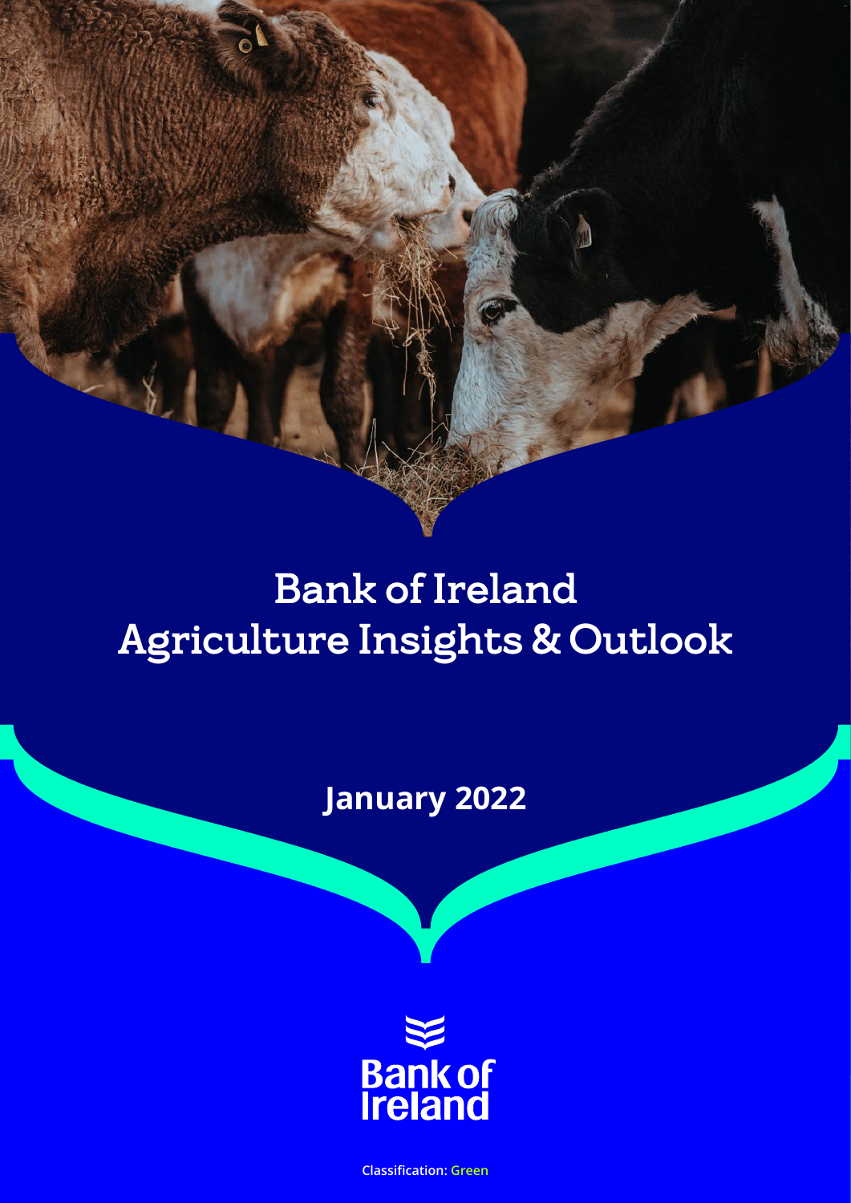# Bank of Ireland Agriculture Insights & Outlook

**January 2022**

Bank of Ireland

**Classification: Green**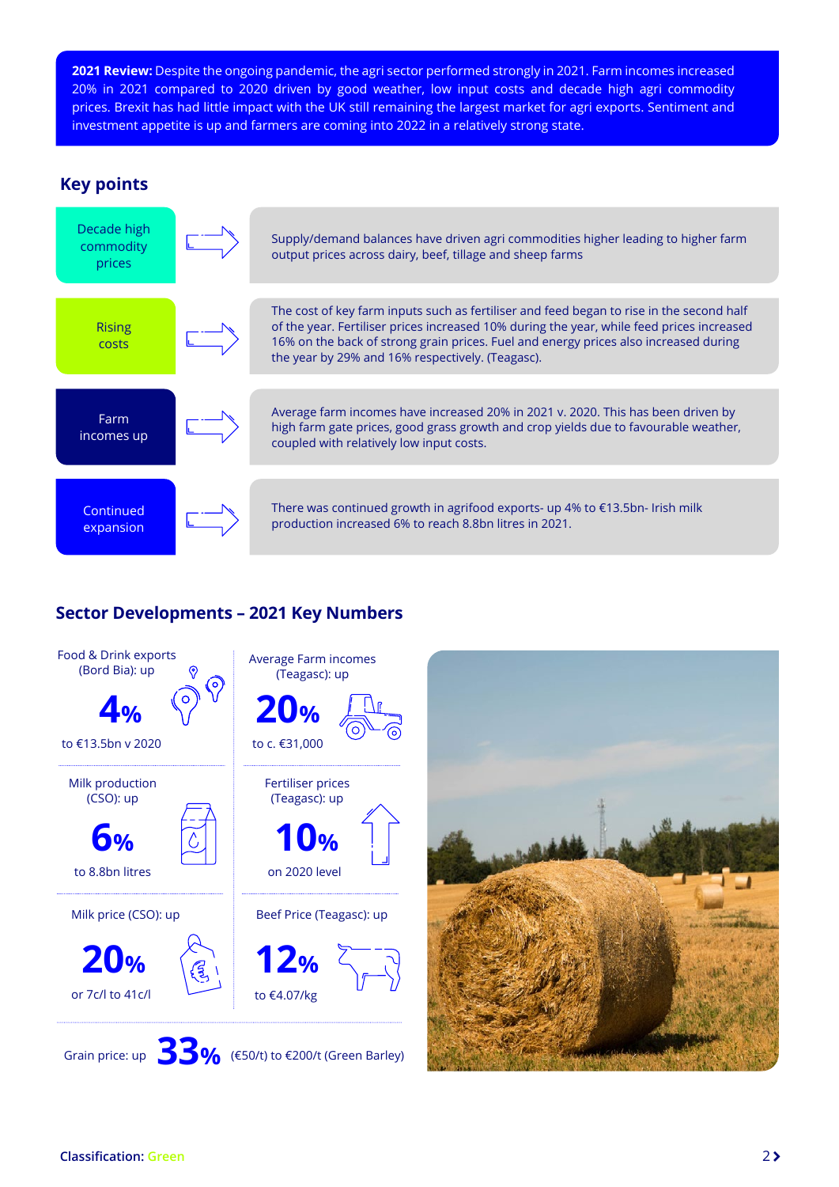**2021 Review:** Despite the ongoing pandemic, the agri sector performed strongly in 2021. Farm incomes increased 20% in 2021 compared to 2020 driven by good weather, low input costs and decade high agri commodity prices. Brexit has had little impact with the UK still remaining the largest market for agri exports. Sentiment and investment appetite is up and farmers are coming into 2022 in a relatively strong state.

## Key points

| | |
|---|---|
| Decade high commodity prices | Supply/demand balances have driven agri commodities higher leading to higher farm output prices across dairy, beef, tillage and sheep farms |
| Rising costs | The cost of key farm inputs such as fertiliser and feed began to rise in the second half of the year. Fertiliser prices increased 10% during the year, while feed prices increased 16% on the back of strong grain prices. Fuel and energy prices also increased during the year by 29% and 16% respectively. (Teagasc). |
| Farm incomes up | Average farm incomes have increased 20% in 2021 v. 2020. This has been driven by high farm gate prices, good grass growth and crop yields due to favourable weather, coupled with relatively low input costs. |
| Continued expansion | There was continued growth in agrifood exports- up 4% to €13.5bn- Irish milk production increased 6% to reach 8.8bn litres in 2021. |

## Sector Developments – 2021 Key Numbers

**Food & Drink exports (Bord Bia): up**
**4%**
to €13.5bn v 2020

**Average Farm incomes (Teagasc): up**
**20%**
to c. €31,000

**Milk production (CSO): up**
**6%**
to 8.8bn litres

**Fertiliser prices (Teagasc): up**
**10%**
on 2020 level

**Milk price (CSO): up**
**20%**
or 7c/l to 41c/l

**Beef Price (Teagasc): up**
**12%**
to €4.07/kg

**Grain price: up 33%** (€50/t) to €200/t (Green Barley)

**Classification:** Green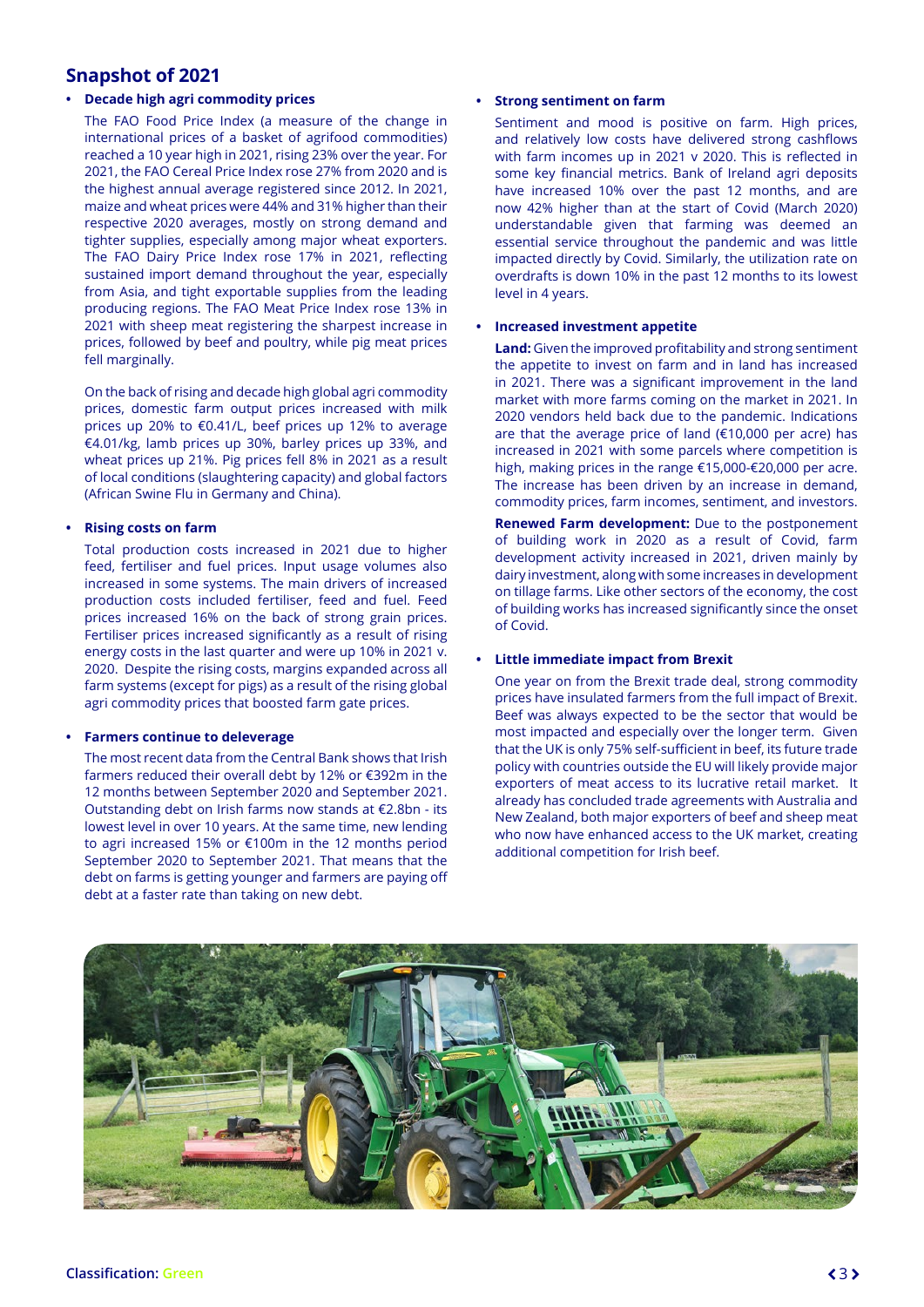## Snapshot of 2021

- **Decade high agri commodity prices**

  The FAO Food Price Index (a measure of the change in international prices of a basket of agrifood commodities) reached a 10 year high in 2021, rising 23% over the year. For 2021, the FAO Cereal Price Index rose 27% from 2020 and is the highest annual average registered since 2012. In 2021, maize and wheat prices were 44% and 31% higher than their respective 2020 averages, mostly on strong demand and tighter supplies, especially among major wheat exporters. The FAO Dairy Price Index rose 17% in 2021, reflecting sustained import demand throughout the year, especially from Asia, and tight exportable supplies from the leading producing regions. The FAO Meat Price Index rose 13% in 2021 with sheep meat registering the sharpest increase in prices, followed by beef and poultry, while pig meat prices fell marginally.

  On the back of rising and decade high global agri commodity prices, domestic farm output prices increased with milk prices up 20% to €0.41/L, beef prices up 12% to average €4.01/kg, lamb prices up 30%, barley prices up 33%, and wheat prices up 21%. Pig prices fell 8% in 2021 as a result of local conditions (slaughtering capacity) and global factors (African Swine Flu in Germany and China).

- **Rising costs on farm**

  Total production costs increased in 2021 due to higher feed, fertiliser and fuel prices. Input usage volumes also increased in some systems. The main drivers of increased production costs included fertiliser, feed and fuel. Feed prices increased 16% on the back of strong grain prices. Fertiliser prices increased significantly as a result of rising energy costs in the last quarter and were up 10% in 2021 v. 2020. Despite the rising costs, margins expanded across all farm systems (except for pigs) as a result of the rising global agri commodity prices that boosted farm gate prices.

- **Farmers continue to deleverage**

  The most recent data from the Central Bank shows that Irish farmers reduced their overall debt by 12% or €392m in the 12 months between September 2020 and September 2021. Outstanding debt on Irish farms now stands at €2.8bn - its lowest level in over 10 years. At the same time, new lending to agri increased 15% or €100m in the 12 months period September 2020 to September 2021. That means that the debt on farms is getting younger and farmers are paying off debt at a faster rate than taking on new debt.

- **Strong sentiment on farm**

  Sentiment and mood is positive on farm. High prices, and relatively low costs have delivered strong cashflows with farm incomes up in 2021 v 2020. This is reflected in some key financial metrics. Bank of Ireland agri deposits have increased 10% over the past 12 months, and are now 42% higher than at the start of Covid (March 2020) understandable given that farming was deemed an essential service throughout the pandemic and was little impacted directly by Covid. Similarly, the utilization rate on overdrafts is down 10% in the past 12 months to its lowest level in 4 years.

- **Increased investment appetite**

  **Land:** Given the improved profitability and strong sentiment the appetite to invest on farm and in land has increased in 2021. There was a significant improvement in the land market with more farms coming on the market in 2021. In 2020 vendors held back due to the pandemic. Indications are that the average price of land (€10,000 per acre) has increased in 2021 with some parcels where competition is high, making prices in the range €15,000-€20,000 per acre. The increase has been driven by an increase in demand, commodity prices, farm incomes, sentiment, and investors.

  **Renewed Farm development:** Due to the postponement of building work in 2020 as a result of Covid, farm development activity increased in 2021, driven mainly by dairy investment, along with some increases in development on tillage farms. Like other sectors of the economy, the cost of building works has increased significantly since the onset of Covid.

- **Little immediate impact from Brexit**

  One year on from the Brexit trade deal, strong commodity prices have insulated farmers from the full impact of Brexit. Beef was always expected to be the sector that would be most impacted and especially over the longer term. Given that the UK is only 75% self-sufficient in beef, its future trade policy with countries outside the EU will likely provide major exporters of meat access to its lucrative retail market. It already has concluded trade agreements with Australia and New Zealand, both major exporters of beef and sheep meat who now have enhanced access to the UK market, creating additional competition for Irish beef.

Classification: Green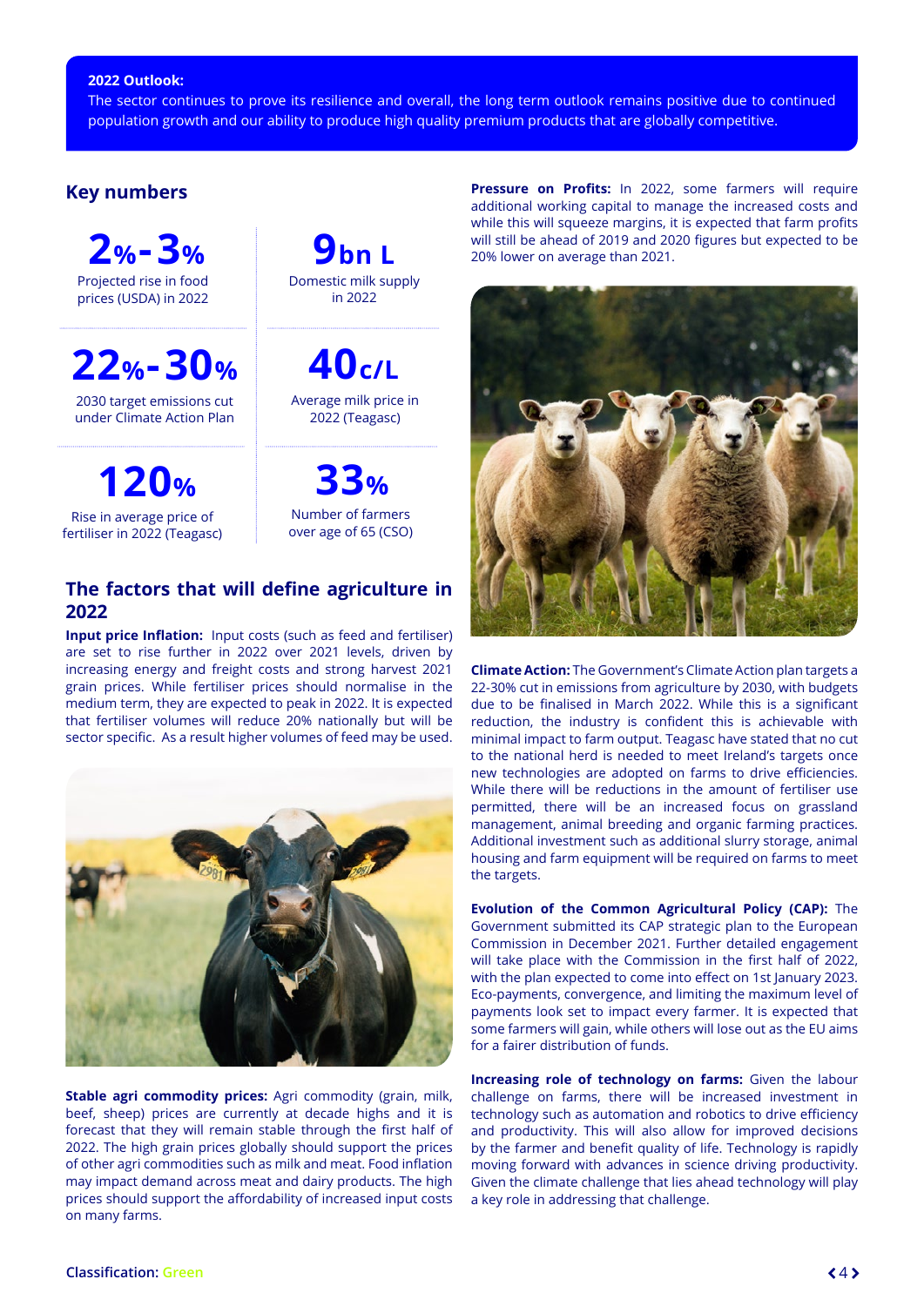**2022 Outlook:**
The sector continues to prove its resilience and overall, the long term outlook remains positive due to continued population growth and our ability to produce high quality premium products that are globally competitive.

## Key numbers

**2%-3%**
Projected rise in food prices (USDA) in 2022

**9bn L**
Domestic milk supply in 2022

**22%-30%**
2030 target emissions cut under Climate Action Plan

**40c/L**
Average milk price in 2022 (Teagasc)

**120%**
Rise in average price of fertiliser in 2022 (Teagasc)

**33%**
Number of farmers over age of 65 (CSO)

## The factors that will define agriculture in 2022

**Input price Inflation:** Input costs (such as feed and fertiliser) are set to rise further in 2022 over 2021 levels, driven by increasing energy and freight costs and strong harvest 2021 grain prices. While fertiliser prices should normalise in the medium term, they are expected to peak in 2022. It is expected that fertiliser volumes will reduce 20% nationally but will be sector specific. As a result higher volumes of feed may be used.

**Stable agri commodity prices:** Agri commodity (grain, milk, beef, sheep) prices are currently at decade highs and it is forecast that they will remain stable through the first half of 2022. The high grain prices globally should support the prices of other agri commodities such as milk and meat. Food inflation may impact demand across meat and dairy products. The high prices should support the affordability of increased input costs on many farms.

**Pressure on Profits:** In 2022, some farmers will require additional working capital to manage the increased costs and while this will squeeze margins, it is expected that farm profits will still be ahead of 2019 and 2020 figures but expected to be 20% lower on average than 2021.

**Climate Action:** The Government's Climate Action plan targets a 22-30% cut in emissions from agriculture by 2030, with budgets due to be finalised in March 2022. While this is a significant reduction, the industry is confident this is achievable with minimal impact to farm output. Teagasc have stated that no cut to the national herd is needed to meet Ireland's targets once new technologies are adopted on farms to drive efficiencies. While there will be reductions in the amount of fertiliser use permitted, there will be an increased focus on grassland management, animal breeding and organic farming practices. Additional investment such as additional slurry storage, animal housing and farm equipment will be required on farms to meet the targets.

**Evolution of the Common Agricultural Policy (CAP):** The Government submitted its CAP strategic plan to the European Commission in December 2021. Further detailed engagement will take place with the Commission in the first half of 2022, with the plan expected to come into effect on 1st January 2023. Eco-payments, convergence, and limiting the maximum level of payments look set to impact every farmer. It is expected that some farmers will gain, while others will lose out as the EU aims for a fairer distribution of funds.

**Increasing role of technology on farms:** Given the labour challenge on farms, there will be increased investment in technology such as automation and robotics to drive efficiency and productivity. This will also allow for improved decisions by the farmer and benefit quality of life. Technology is rapidly moving forward with advances in science driving productivity. Given the climate challenge that lies ahead technology will play a key role in addressing that challenge.

Classification: Green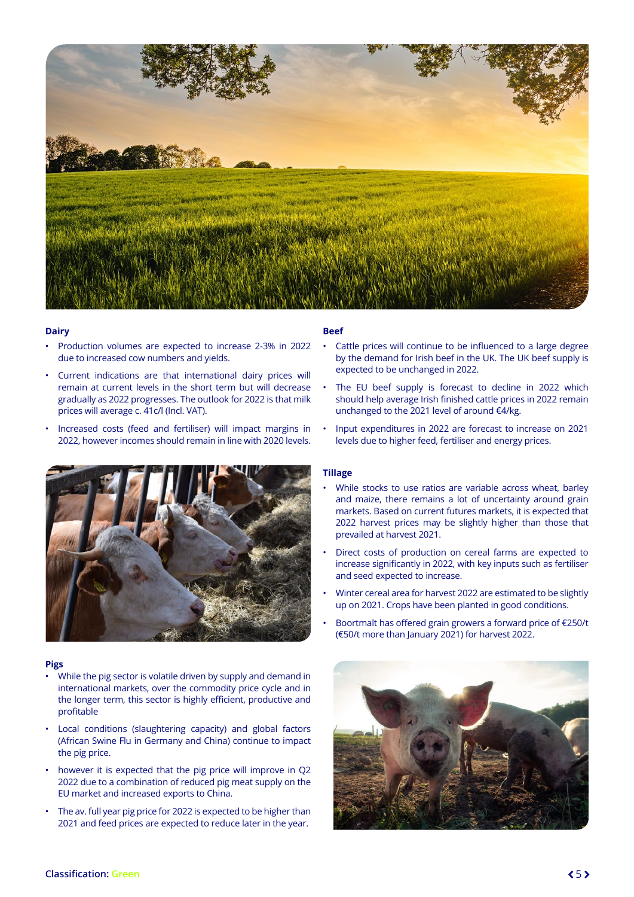## Dairy

- Production volumes are expected to increase 2-3% in 2022 due to increased cow numbers and yields.
- Current indications are that international dairy prices will remain at current levels in the short term but will decrease gradually as 2022 progresses. The outlook for 2022 is that milk prices will average c. 41c/l (Incl. VAT).
- Increased costs (feed and fertiliser) will impact margins in 2022, however incomes should remain in line with 2020 levels.

## Beef

- Cattle prices will continue to be influenced to a large degree by the demand for Irish beef in the UK. The UK beef supply is expected to be unchanged in 2022.
- The EU beef supply is forecast to decline in 2022 which should help average Irish finished cattle prices in 2022 remain unchanged to the 2021 level of around €4/kg.
- Input expenditures in 2022 are forecast to increase on 2021 levels due to higher feed, fertiliser and energy prices.

## Tillage

- While stocks to use ratios are variable across wheat, barley and maize, there remains a lot of uncertainty around grain markets. Based on current futures markets, it is expected that 2022 harvest prices may be slightly higher than those that prevailed at harvest 2021.
- Direct costs of production on cereal farms are expected to increase significantly in 2022, with key inputs such as fertiliser and seed expected to increase.
- Winter cereal area for harvest 2022 are estimated to be slightly up on 2021. Crops have been planted in good conditions.
- Boortmalt has offered grain growers a forward price of €250/t (€50/t more than January 2021) for harvest 2022.

## Pigs

- While the pig sector is volatile driven by supply and demand in international markets, over the commodity price cycle and in the longer term, this sector is highly efficient, productive and profitable
- Local conditions (slaughtering capacity) and global factors (African Swine Flu in Germany and China) continue to impact the pig price.
- however it is expected that the pig price will improve in Q2 2022 due to a combination of reduced pig meat supply on the EU market and increased exports to China.
- The av. full year pig price for 2022 is expected to be higher than 2021 and feed prices are expected to reduce later in the year.

**Classification:** Green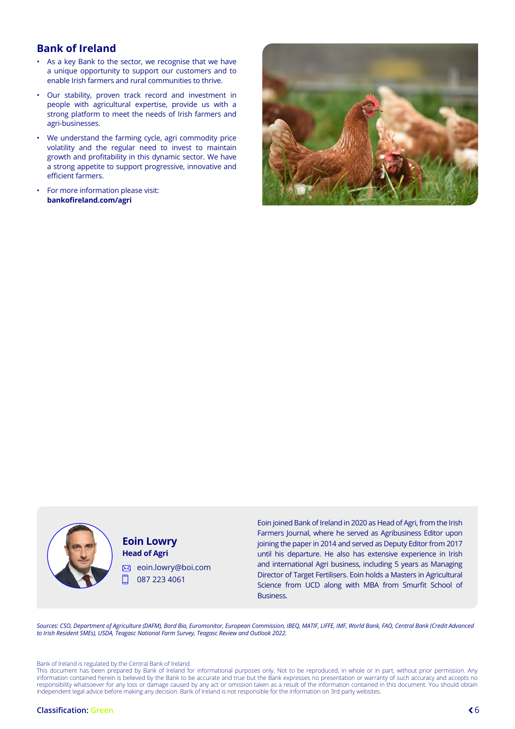## Bank of Ireland

- As a key Bank to the sector, we recognise that we have a unique opportunity to support our customers and to enable Irish farmers and rural communities to thrive.
- Our stability, proven track record and investment in people with agricultural expertise, provide us with a strong platform to meet the needs of Irish farmers and agri-businesses.
- We understand the farming cycle, agri commodity price volatility and the regular need to invest to maintain growth and profitability in this dynamic sector. We have a strong appetite to support progressive, innovative and efficient farmers.
- For more information please visit: **bankofireland.com/agri**

### Eoin Lowry

**Head of Agri**

eoin.lowry@boi.com

087 223 4061

Eoin joined Bank of Ireland in 2020 as Head of Agri, from the Irish Farmers Journal, where he served as Agribusiness Editor upon joining the paper in 2014 and served as Deputy Editor from 2017 until his departure. He also has extensive experience in Irish and international Agri business, including 5 years as Managing Director of Target Fertilisers. Eoin holds a Masters in Agricultural Science from UCD along with MBA from Smurfit School of Business.

*Sources: CSO, Department of Agriculture (DAFM), Bord Bia, Euromonitor, European Commission, IBEQ, MATIF, LIFFE, IMF, World Bank, FAO, Central Bank (Credit Advanced to Irish Resident SMEs), USDA, Teagasc National Farm Survey, Teagasc Review and Outlook 2022.*

Bank of Ireland is regulated by the Central Bank of Ireland.
This document has been prepared by Bank of Ireland for informational purposes only. Not to be reproduced, in whole or in part, without prior permission. Any information contained herein is believed by the Bank to be accurate and true but the Bank expresses no presentation or warranty of such accuracy and accepts no responsibility whatsoever for any loss or damage caused by any act or omission taken as a result of the information contained in this document. You should obtain independent legal advice before making any decision. Bank of Ireland is not responsible for the information on 3rd party websites.

**Classification:** Green